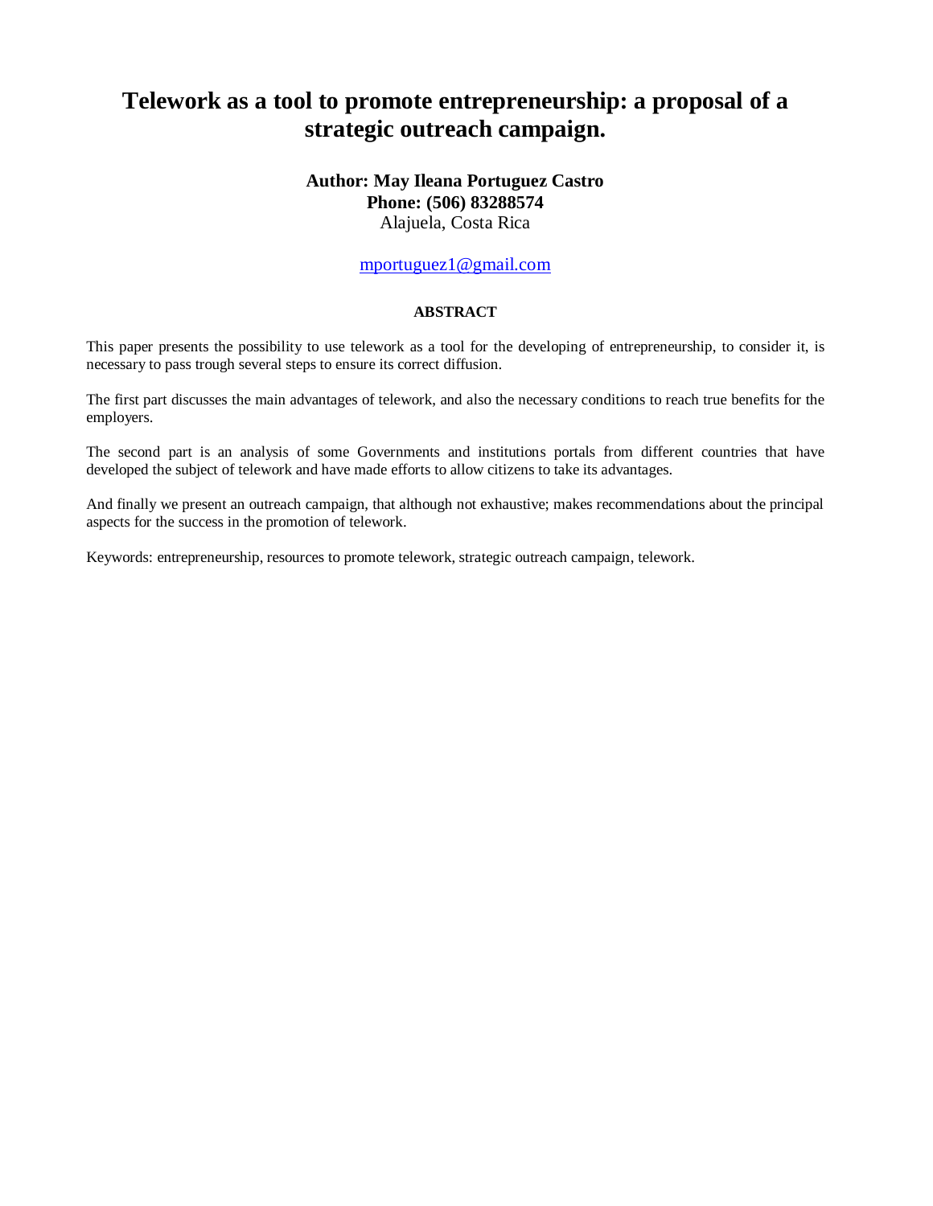# Telework as a tool to promote entrepreneurship: a proposal of a strategic outreach campaign.

**Author: May Ileana Portuguez Castro**
**Phone: (506) 83288574**
Alajuela, Costa Rica

mportuguez1@gmail.com

**ABSTRACT**

This paper presents the possibility to use telework as a tool for the developing of entrepreneurship, to consider it, is necessary to pass trough several steps to ensure its correct diffusion.

The first part discusses the main advantages of telework, and also the necessary conditions to reach true benefits for the employers.

The second part is an analysis of some Governments and institutions portals from different countries that have developed the subject of telework and have made efforts to allow citizens to take its advantages.

And finally we present an outreach campaign, that although not exhaustive; makes recommendations about the principal aspects for the success in the promotion of telework.

Keywords: entrepreneurship, resources to promote telework, strategic outreach campaign, telework.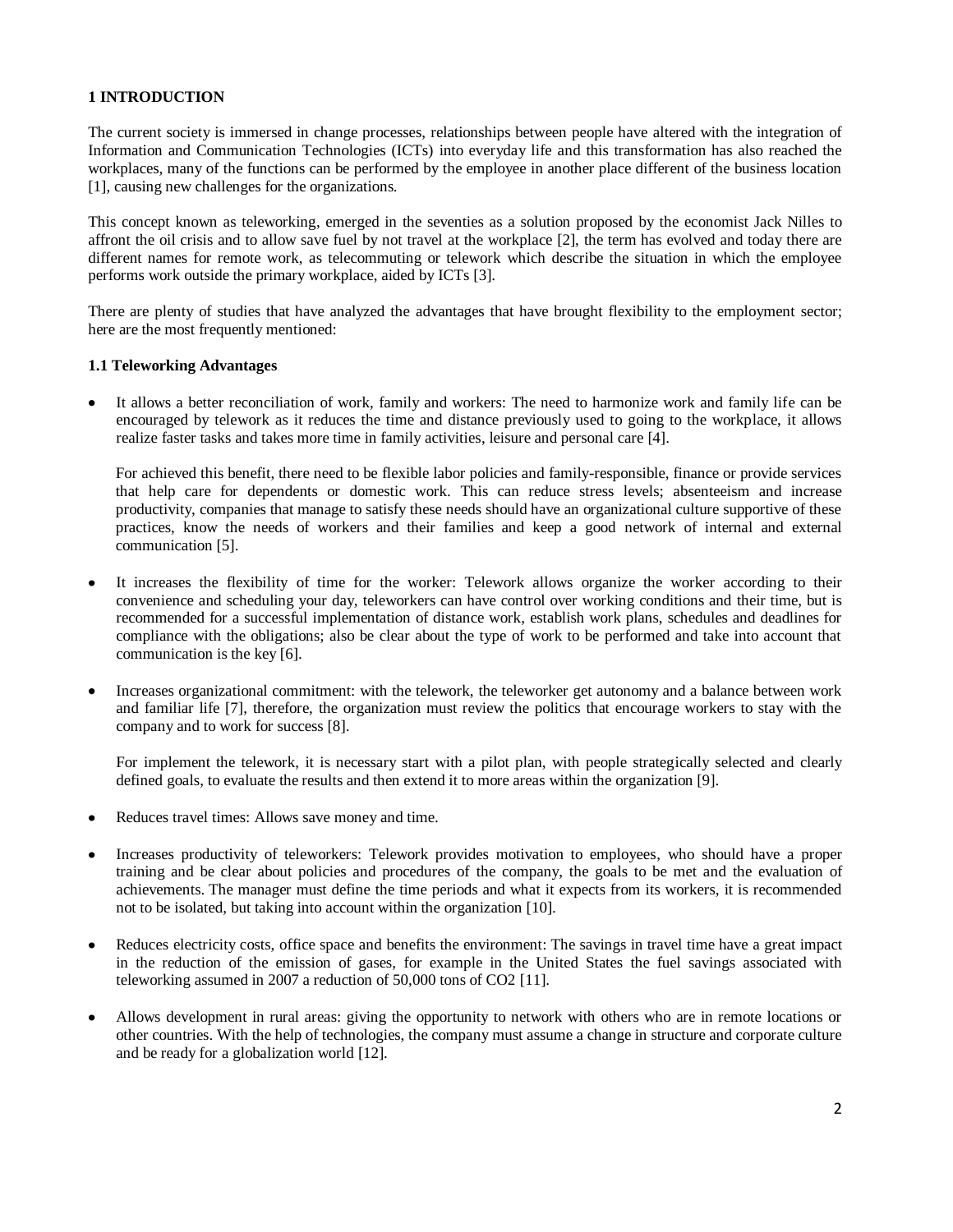## 1 INTRODUCTION

The current society is immersed in change processes, relationships between people have altered with the integration of Information and Communication Technologies (ICTs) into everyday life and this transformation has also reached the workplaces, many of the functions can be performed by the employee in another place different of the business location [1], causing new challenges for the organizations.

This concept known as teleworking, emerged in the seventies as a solution proposed by the economist Jack Nilles to affront the oil crisis and to allow save fuel by not travel at the workplace [2], the term has evolved and today there are different names for remote work, as telecommuting or telework which describe the situation in which the employee performs work outside the primary workplace, aided by ICTs [3].

There are plenty of studies that have analyzed the advantages that have brought flexibility to the employment sector; here are the most frequently mentioned:

### 1.1 Teleworking Advantages

- It allows a better reconciliation of work, family and workers: The need to harmonize work and family life can be encouraged by telework as it reduces the time and distance previously used to going to the workplace, it allows realize faster tasks and takes more time in family activities, leisure and personal care [4].

  For achieved this benefit, there need to be flexible labor policies and family-responsible, finance or provide services that help care for dependents or domestic work. This can reduce stress levels; absenteeism and increase productivity, companies that manage to satisfy these needs should have an organizational culture supportive of these practices, know the needs of workers and their families and keep a good network of internal and external communication [5].

- It increases the flexibility of time for the worker: Telework allows organize the worker according to their convenience and scheduling your day, teleworkers can have control over working conditions and their time, but is recommended for a successful implementation of distance work, establish work plans, schedules and deadlines for compliance with the obligations; also be clear about the type of work to be performed and take into account that communication is the key [6].

- Increases organizational commitment: with the telework, the teleworker get autonomy and a balance between work and familiar life [7], therefore, the organization must review the politics that encourage workers to stay with the company and to work for success [8].

  For implement the telework, it is necessary start with a pilot plan, with people strategically selected and clearly defined goals, to evaluate the results and then extend it to more areas within the organization [9].

- Reduces travel times: Allows save money and time.

- Increases productivity of teleworkers: Telework provides motivation to employees, who should have a proper training and be clear about policies and procedures of the company, the goals to be met and the evaluation of achievements. The manager must define the time periods and what it expects from its workers, it is recommended not to be isolated, but taking into account within the organization [10].

- Reduces electricity costs, office space and benefits the environment: The savings in travel time have a great impact in the reduction of the emission of gases, for example in the United States the fuel savings associated with teleworking assumed in 2007 a reduction of 50,000 tons of $CO_2$ [11].

- Allows development in rural areas: giving the opportunity to network with others who are in remote locations or other countries. With the help of technologies, the company must assume a change in structure and corporate culture and be ready for a globalization world [12].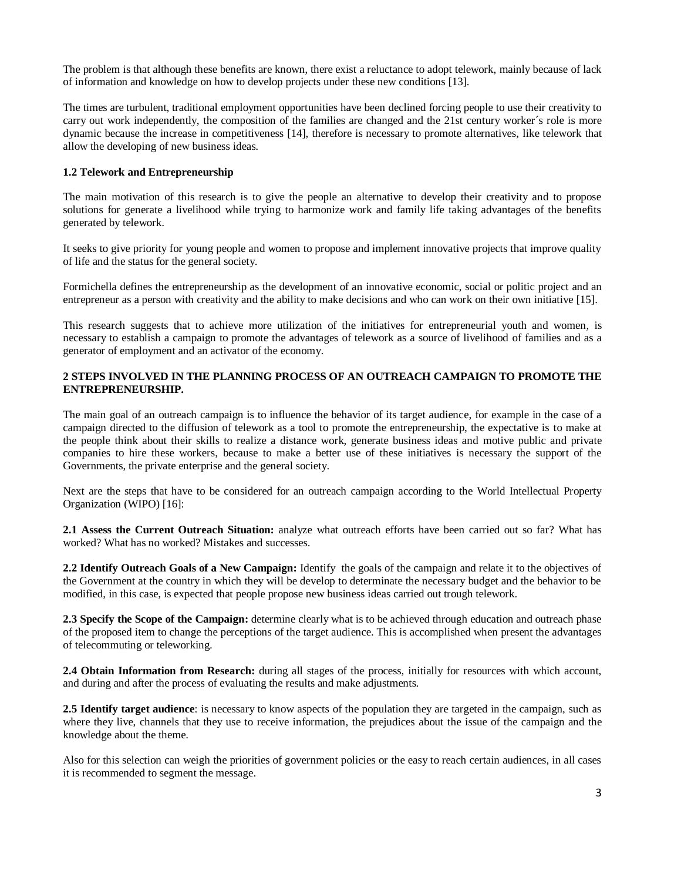The problem is that although these benefits are known, there exist a reluctance to adopt telework, mainly because of lack of information and knowledge on how to develop projects under these new conditions [13].

The times are turbulent, traditional employment opportunities have been declined forcing people to use their creativity to carry out work independently, the composition of the families are changed and the 21st century worker´s role is more dynamic because the increase in competitiveness [14], therefore is necessary to promote alternatives, like telework that allow the developing of new business ideas.

### 1.2 Telework and Entrepreneurship

The main motivation of this research is to give the people an alternative to develop their creativity and to propose solutions for generate a livelihood while trying to harmonize work and family life taking advantages of the benefits generated by telework.

It seeks to give priority for young people and women to propose and implement innovative projects that improve quality of life and the status for the general society.

Formichella defines the entrepreneurship as the development of an innovative economic, social or politic project and an entrepreneur as a person with creativity and the ability to make decisions and who can work on their own initiative [15].

This research suggests that to achieve more utilization of the initiatives for entrepreneurial youth and women, is necessary to establish a campaign to promote the advantages of telework as a source of livelihood of families and as a generator of employment and an activator of the economy.

## 2 STEPS INVOLVED IN THE PLANNING PROCESS OF AN OUTREACH CAMPAIGN TO PROMOTE THE ENTREPRENEURSHIP.

The main goal of an outreach campaign is to influence the behavior of its target audience, for example in the case of a campaign directed to the diffusion of telework as a tool to promote the entrepreneurship, the expectative is to make at the people think about their skills to realize a distance work, generate business ideas and motive public and private companies to hire these workers, because to make a better use of these initiatives is necessary the support of the Governments, the private enterprise and the general society.

Next are the steps that have to be considered for an outreach campaign according to the World Intellectual Property Organization (WIPO) [16]:

**2.1 Assess the Current Outreach Situation:** analyze what outreach efforts have been carried out so far? What has worked? What has no worked? Mistakes and successes.

**2.2 Identify Outreach Goals of a New Campaign:** Identify the goals of the campaign and relate it to the objectives of the Government at the country in which they will be develop to determinate the necessary budget and the behavior to be modified, in this case, is expected that people propose new business ideas carried out trough telework.

**2.3 Specify the Scope of the Campaign:** determine clearly what is to be achieved through education and outreach phase of the proposed item to change the perceptions of the target audience. This is accomplished when present the advantages of telecommuting or teleworking.

**2.4 Obtain Information from Research:** during all stages of the process, initially for resources with which account, and during and after the process of evaluating the results and make adjustments.

**2.5 Identify target audience**: is necessary to know aspects of the population they are targeted in the campaign, such as where they live, channels that they use to receive information, the prejudices about the issue of the campaign and the knowledge about the theme.

Also for this selection can weigh the priorities of government policies or the easy to reach certain audiences, in all cases it is recommended to segment the message.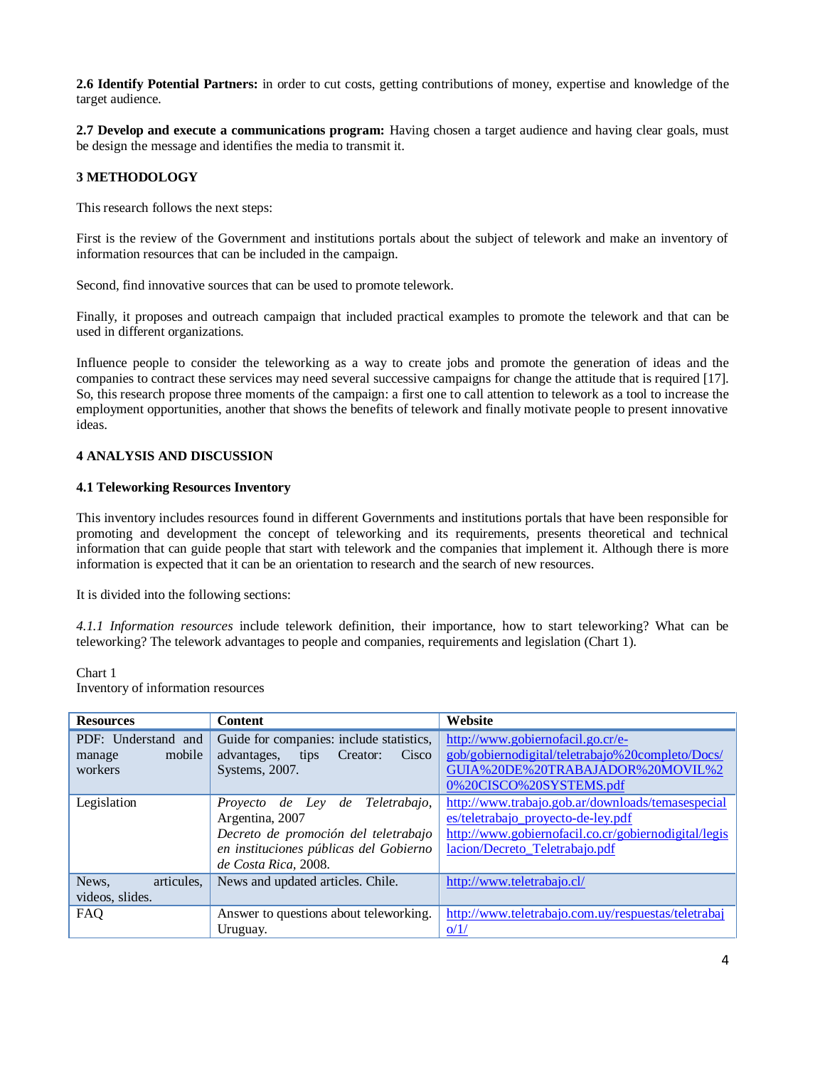**2.6 Identify Potential Partners:** in order to cut costs, getting contributions of money, expertise and knowledge of the target audience.

**2.7 Develop and execute a communications program:** Having chosen a target audience and having clear goals, must be design the message and identifies the media to transmit it.

## 3 METHODOLOGY

This research follows the next steps:

First is the review of the Government and institutions portals about the subject of telework and make an inventory of information resources that can be included in the campaign.

Second, find innovative sources that can be used to promote telework.

Finally, it proposes and outreach campaign that included practical examples to promote the telework and that can be used in different organizations.

Influence people to consider the teleworking as a way to create jobs and promote the generation of ideas and the companies to contract these services may need several successive campaigns for change the attitude that is required [17]. So, this research propose three moments of the campaign: a first one to call attention to telework as a tool to increase the employment opportunities, another that shows the benefits of telework and finally motivate people to present innovative ideas.

## 4 ANALYSIS AND DISCUSSION

### 4.1 Teleworking Resources Inventory

This inventory includes resources found in different Governments and institutions portals that have been responsible for promoting and development the concept of teleworking and its requirements, presents theoretical and technical information that can guide people that start with telework and the companies that implement it. Although there is more information is expected that it can be an orientation to research and the search of new resources.

It is divided into the following sections:

*4.1.1 Information resources* include telework definition, their importance, how to start teleworking? What can be teleworking? The telework advantages to people and companies, requirements and legislation (Chart 1).

Chart 1
Inventory of information resources

| Resources | Content | Website |
|---|---|---|
| PDF: Understand and manage mobile workers | Guide for companies: include statistics, advantages, tips Creator: Cisco Systems, 2007. | http://www.gobiernofacil.go.cr/e-gob/gobiernodigital/teletrabajo%20completo/Docs/GUIA%20DE%20TRABAJADOR%20MOVIL%20%20CISCO%20SYSTEMS.pdf |
| Legislation | *Proyecto de Ley de Teletrabajo*, Argentina, 2007 *Decreto de promoción del teletrabajo en instituciones públicas del Gobierno de Costa Rica*, 2008. | http://www.trabajo.gob.ar/downloads/temasespeciales/teletrabajo_proyecto-de-ley.pdf http://www.gobiernofacil.co.cr/gobiernodigital/legislacion/Decreto_Teletrabajo.pdf |
| News, articules, videos, slides. | News and updated articles. Chile. | http://www.teletrabajo.cl/ |
| FAQ | Answer to questions about teleworking. Uruguay. | http://www.teletrabajo.com.uy/respuestas/teletrabajo/1/ |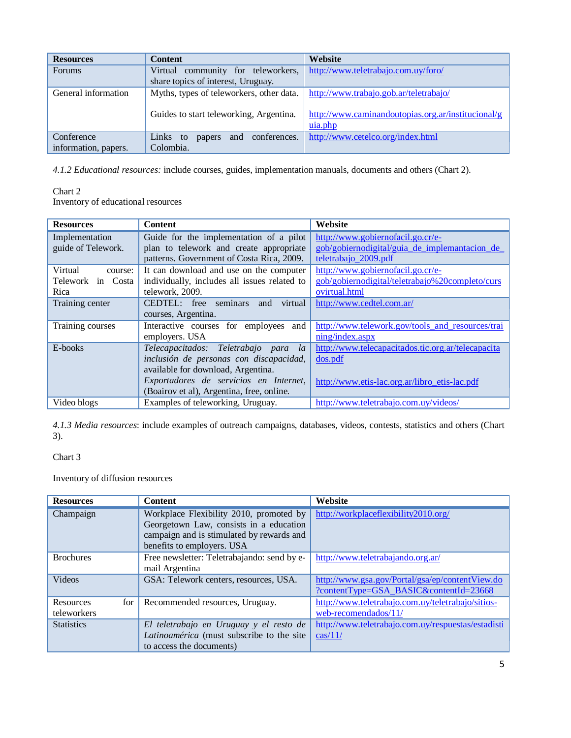| Resources | Content | Website |
| --- | --- | --- |
| Forums | Virtual community for teleworkers, share topics of interest, Uruguay. | http://www.teletrabajo.com.uy/foro/ |
| General information | Myths, types of teleworkers, other data.<br><br>Guides to start teleworking, Argentina. | http://www.trabajo.gob.ar/teletrabajo/<br><br>http://www.caminandoutopias.org.ar/institucional/guia.php |
| Conference information, papers. | Links to papers and conferences. Colombia. | http://www.cetelco.org/index.html |

*4.1.2 Educational resources:* include courses, guides, implementation manuals, documents and others (Chart 2).

Chart 2
Inventory of educational resources

| Resources | Content | Website |
| --- | --- | --- |
| Implementation guide of Telework. | Guide for the implementation of a pilot plan to telework and create appropriate patterns. Government of Costa Rica, 2009. | http://www.gobiernofacil.go.cr/e-gob/gobiernodigital/guia_de_implemantacion_de_teletrabajo_2009.pdf |
| Virtual course: Telework in Costa Rica | It can download and use on the computer individually, includes all issues related to telework, 2009. | http://www.gobiernofacil.go.cr/e-gob/gobiernodigital/teletrabajo%20completo/cursovirtual.html |
| Training center | CEDTEL: free seminars and virtual courses, Argentina. | http://www.cedtel.com.ar/ |
| Training courses | Interactive courses for employees and employers. USA | http://www.telework.gov/tools_and_resources/training/index.aspx |
| E-books | *Telecapacitados: Teletrabajo para la inclusión de personas con discapacidad,* available for download, Argentina.<br>*Exportadores de servicios en Internet,* (Boairov et al), Argentina, free, online. | http://www.telecapacitados.tic.org.ar/telecapacitados.pdf<br><br>http://www.etis-lac.org.ar/libro_etis-lac.pdf |
| Video blogs | Examples of teleworking, Uruguay. | http://www.teletrabajo.com.uy/videos/ |

*4.1.3 Media resources*: include examples of outreach campaigns, databases, videos, contests, statistics and others (Chart 3).

Chart 3

Inventory of diffusion resources

| Resources | Content | Website |
| --- | --- | --- |
| Champaign | Workplace Flexibility 2010, promoted by Georgetown Law, consists in a education campaign and is stimulated by rewards and benefits to employers. USA | http://workplaceflexibility2010.org/ |
| Brochures | Free newsletter: Teletrabajando: send by e-mail Argentina | http://www.teletrabajando.org.ar/ |
| Videos | GSA: Telework centers, resources, USA. | http://www.gsa.gov/Portal/gsa/ep/contentView.do?contentType=GSA_BASIC&contentId=23668 |
| Resources for teleworkers | Recommended resources, Uruguay. | http://www.teletrabajo.com.uy/teletrabajo/sitios-web-recomendados/11/ |
| Statistics | *El teletrabajo en Uruguay y el resto de Latinoamérica* (must subscribe to the site to access the documents) | http://www.teletrabajo.com.uy/respuestas/estadisticas/11/ |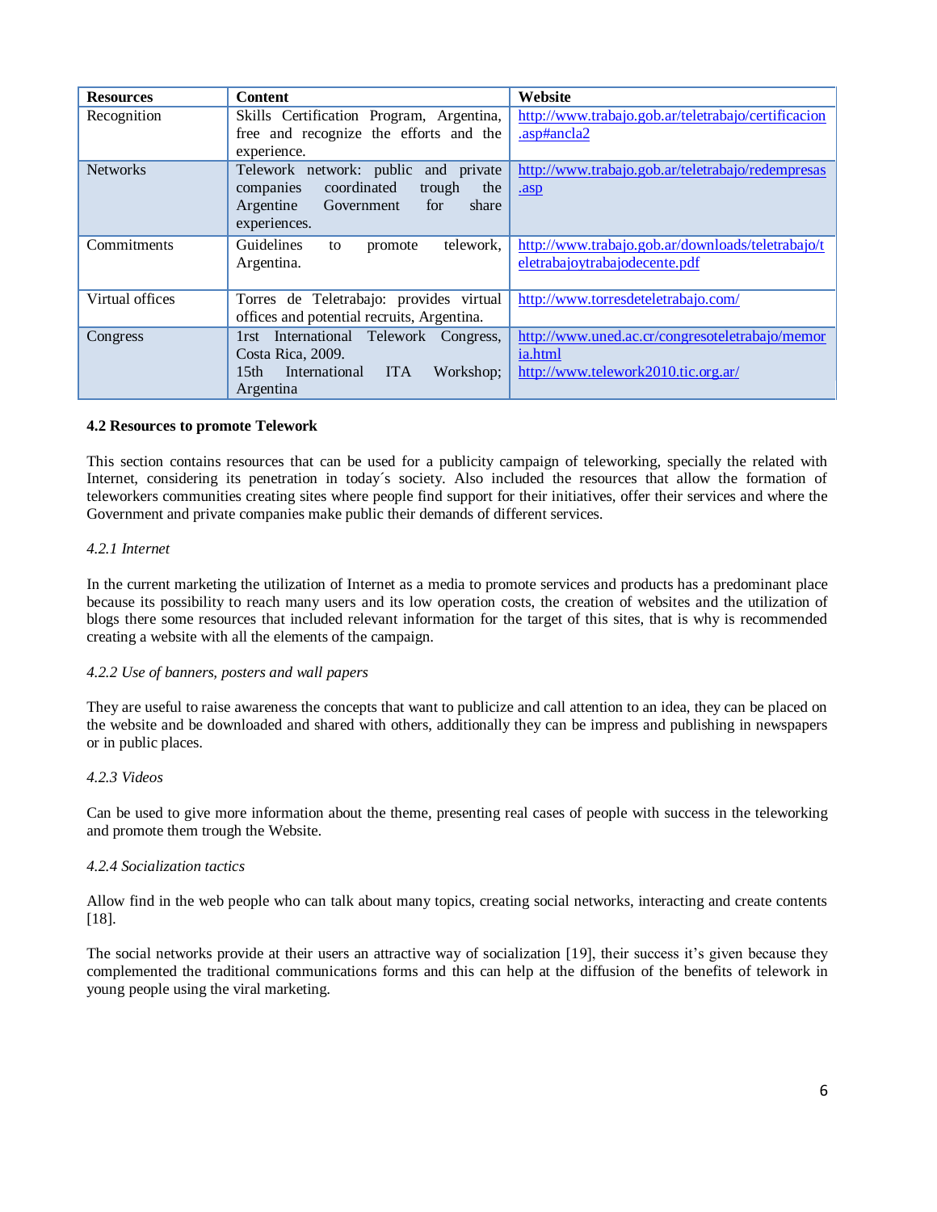| Resources | Content | Website |
|---|---|---|
| Recognition | Skills Certification Program, Argentina, free and recognize the efforts and the experience. | http://www.trabajo.gob.ar/teletrabajo/certificacion.asp#ancla2 |
| Networks | Telework network: public and private companies coordinated trough the Argentine Government for share experiences. | http://www.trabajo.gob.ar/teletrabajo/redempresas.asp |
| Commitments | Guidelines to promote telework, Argentina. | http://www.trabajo.gob.ar/downloads/teletrabajo/teletrabajoytrabajodecente.pdf |
| Virtual offices | Torres de Teletrabajo: provides virtual offices and potential recruits, Argentina. | http://www.torresdeteletrabajo.com/ |
| Congress | 1rst International Telework Congress, Costa Rica, 2009. 15th International ITA Workshop; Argentina | http://www.uned.ac.cr/congresoteletrabajo/memoria.html http://www.telework2010.tic.org.ar/ |

### 4.2 Resources to promote Telework

This section contains resources that can be used for a publicity campaign of teleworking, specially the related with Internet, considering its penetration in today´s society. Also included the resources that allow the formation of teleworkers communities creating sites where people find support for their initiatives, offer their services and where the Government and private companies make public their demands of different services.

#### *4.2.1 Internet*

In the current marketing the utilization of Internet as a media to promote services and products has a predominant place because its possibility to reach many users and its low operation costs, the creation of websites and the utilization of blogs there some resources that included relevant information for the target of this sites, that is why is recommended creating a website with all the elements of the campaign.

#### *4.2.2 Use of banners, posters and wall papers*

They are useful to raise awareness the concepts that want to publicize and call attention to an idea, they can be placed on the website and be downloaded and shared with others, additionally they can be impress and publishing in newspapers or in public places.

#### *4.2.3 Videos*

Can be used to give more information about the theme, presenting real cases of people with success in the teleworking and promote them trough the Website.

#### *4.2.4 Socialization tactics*

Allow find in the web people who can talk about many topics, creating social networks, interacting and create contents [18].

The social networks provide at their users an attractive way of socialization [19], their success it's given because they complemented the traditional communications forms and this can help at the diffusion of the benefits of telework in young people using the viral marketing.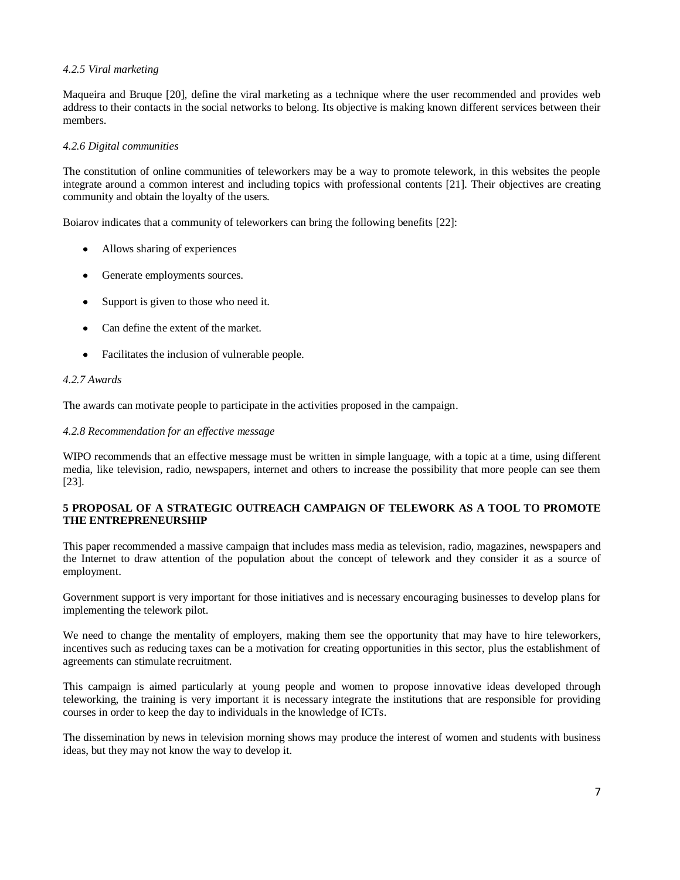*4.2.5 Viral marketing*

Maqueira and Bruque [20], define the viral marketing as a technique where the user recommended and provides web address to their contacts in the social networks to belong. Its objective is making known different services between their members.

*4.2.6 Digital communities*

The constitution of online communities of teleworkers may be a way to promote telework, in this websites the people integrate around a common interest and including topics with professional contents [21]. Their objectives are creating community and obtain the loyalty of the users.

Boiarov indicates that a community of teleworkers can bring the following benefits [22]:

- Allows sharing of experiences
- Generate employments sources.
- Support is given to those who need it.
- Can define the extent of the market.
- Facilitates the inclusion of vulnerable people.

*4.2.7 Awards*

The awards can motivate people to participate in the activities proposed in the campaign.

*4.2.8 Recommendation for an effective message*

WIPO recommends that an effective message must be written in simple language, with a topic at a time, using different media, like television, radio, newspapers, internet and others to increase the possibility that more people can see them [23].

## 5 PROPOSAL OF A STRATEGIC OUTREACH CAMPAIGN OF TELEWORK AS A TOOL TO PROMOTE THE ENTREPRENEURSHIP

This paper recommended a massive campaign that includes mass media as television, radio, magazines, newspapers and the Internet to draw attention of the population about the concept of telework and they consider it as a source of employment.

Government support is very important for those initiatives and is necessary encouraging businesses to develop plans for implementing the telework pilot.

We need to change the mentality of employers, making them see the opportunity that may have to hire teleworkers, incentives such as reducing taxes can be a motivation for creating opportunities in this sector, plus the establishment of agreements can stimulate recruitment.

This campaign is aimed particularly at young people and women to propose innovative ideas developed through teleworking, the training is very important it is necessary integrate the institutions that are responsible for providing courses in order to keep the day to individuals in the knowledge of ICTs.

The dissemination by news in television morning shows may produce the interest of women and students with business ideas, but they may not know the way to develop it.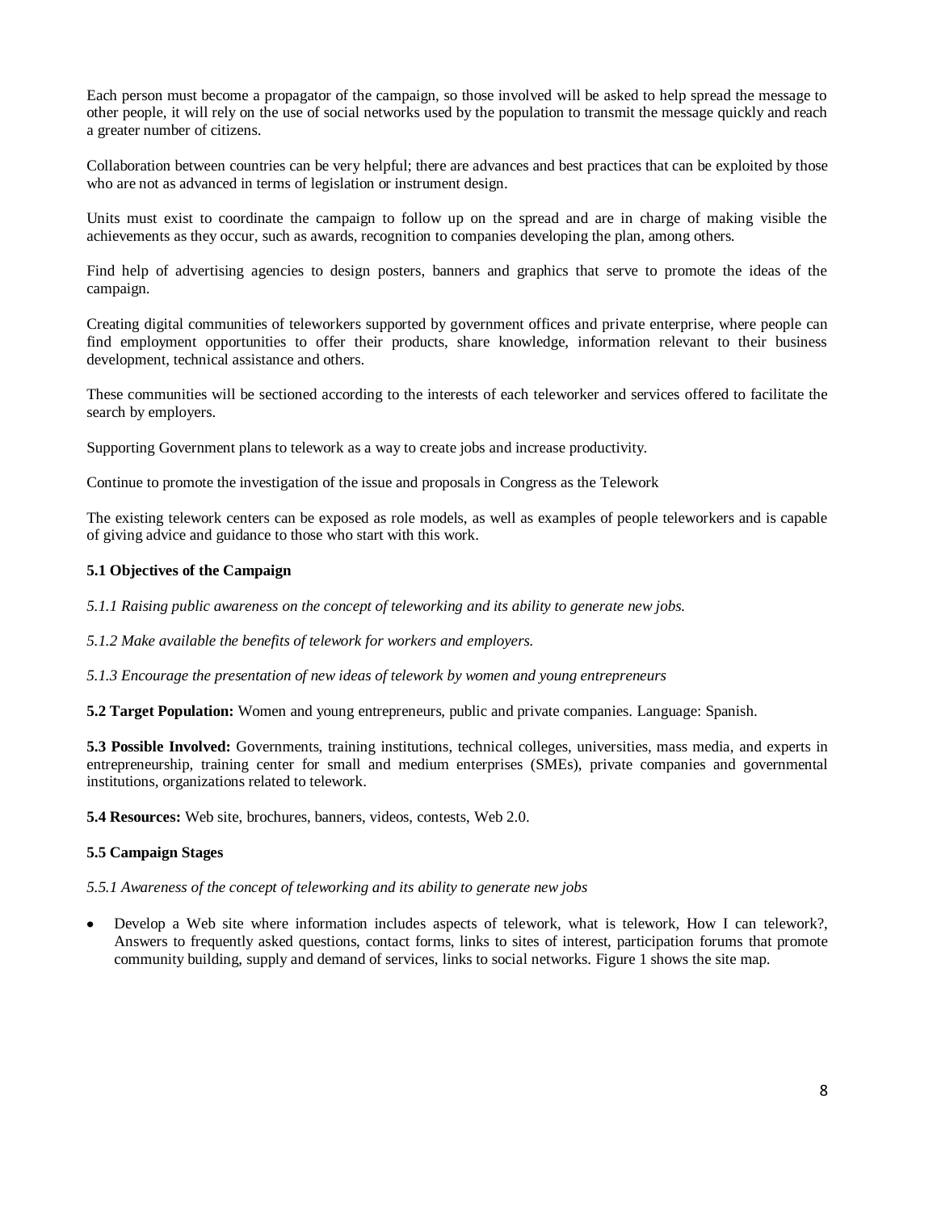Each person must become a propagator of the campaign, so those involved will be asked to help spread the message to other people, it will rely on the use of social networks used by the population to transmit the message quickly and reach a greater number of citizens.

Collaboration between countries can be very helpful; there are advances and best practices that can be exploited by those who are not as advanced in terms of legislation or instrument design.

Units must exist to coordinate the campaign to follow up on the spread and are in charge of making visible the achievements as they occur, such as awards, recognition to companies developing the plan, among others.

Find help of advertising agencies to design posters, banners and graphics that serve to promote the ideas of the campaign.

Creating digital communities of teleworkers supported by government offices and private enterprise, where people can find employment opportunities to offer their products, share knowledge, information relevant to their business development, technical assistance and others.

These communities will be sectioned according to the interests of each teleworker and services offered to facilitate the search by employers.

Supporting Government plans to telework as a way to create jobs and increase productivity.

Continue to promote the investigation of the issue and proposals in Congress as the Telework

The existing telework centers can be exposed as role models, as well as examples of people teleworkers and is capable of giving advice and guidance to those who start with this work.

### 5.1 Objectives of the Campaign

*5.1.1 Raising public awareness on the concept of teleworking and its ability to generate new jobs.*

*5.1.2 Make available the benefits of telework for workers and employers.*

*5.1.3 Encourage the presentation of new ideas of telework by women and young entrepreneurs*

**5.2 Target Population:** Women and young entrepreneurs, public and private companies. Language: Spanish.

**5.3 Possible Involved:** Governments, training institutions, technical colleges, universities, mass media, and experts in entrepreneurship, training center for small and medium enterprises (SMEs), private companies and governmental institutions, organizations related to telework.

**5.4 Resources:** Web site, brochures, banners, videos, contests, Web 2.0.

### 5.5 Campaign Stages

*5.5.1 Awareness of the concept of teleworking and its ability to generate new jobs*

- Develop a Web site where information includes aspects of telework, what is telework, How I can telework?, Answers to frequently asked questions, contact forms, links to sites of interest, participation forums that promote community building, supply and demand of services, links to social networks. Figure 1 shows the site map.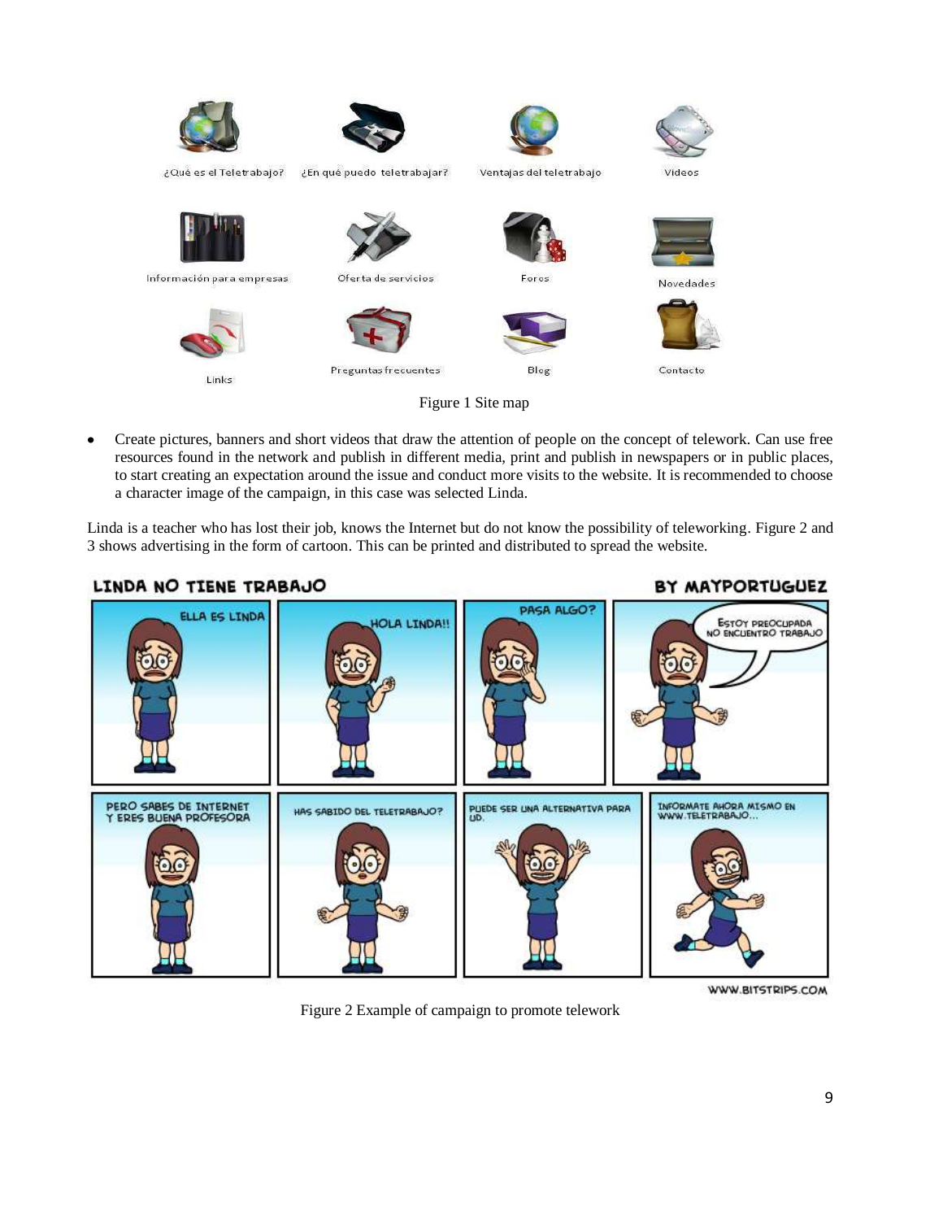Figure 1 Site map

- Create pictures, banners and short videos that draw the attention of people on the concept of telework. Can use free resources found in the network and publish in different media, print and publish in newspapers or in public places, to start creating an expectation around the issue and conduct more visits to the website. It is recommended to choose a character image of the campaign, in this case was selected Linda.

Linda is a teacher who has lost their job, knows the Internet but do not know the possibility of teleworking. Figure 2 and 3 shows advertising in the form of cartoon. This can be printed and distributed to spread the website.

Figure 2 Example of campaign to promote telework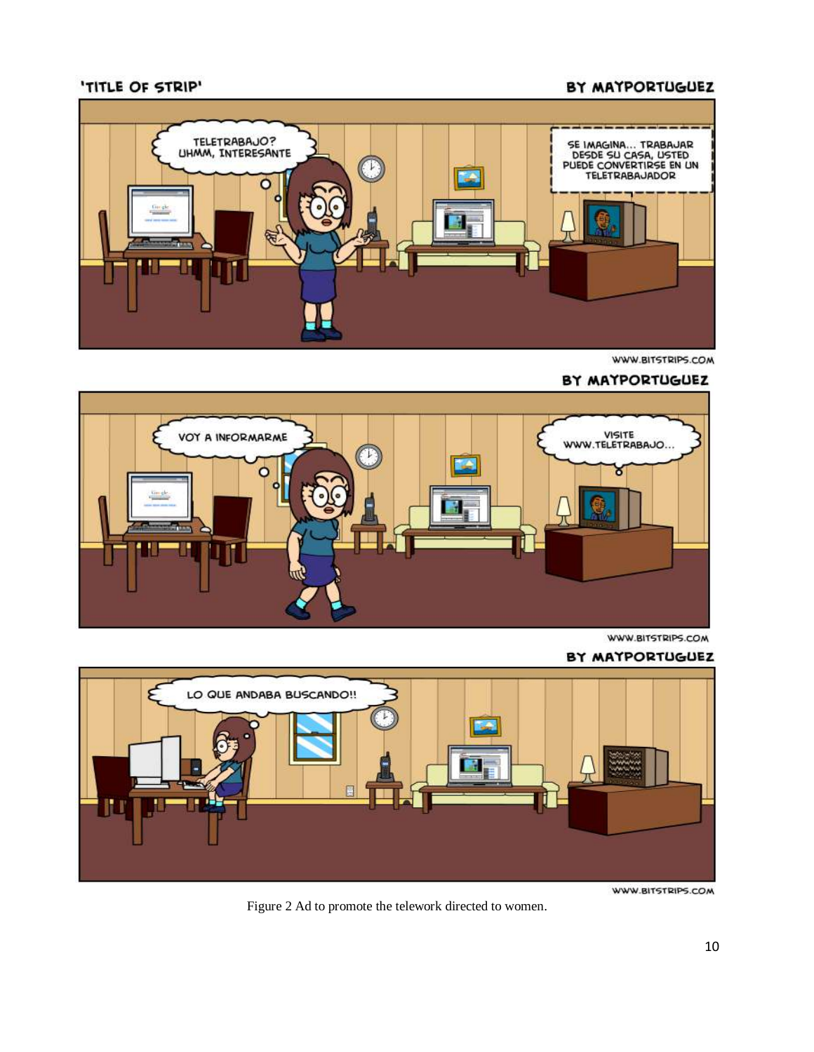'TITLE OF STRIP'

BY MAYPORTUGUEZ

TELETRABAJO? UHMM, INTERESANTE

SE IMAGINA... TRABAJAR DESDE SU CASA, USTED PUEDE CONVERTIRSE EN UN TELETRABAJADOR

WWW.BITSTRIPS.COM

BY MAYPORTUGUEZ

VOY A INFORMARME

VISITE WWW.TELETRABAJO...

WWW.BITSTRIPS.COM

BY MAYPORTUGUEZ

LO QUE ANDABA BUSCANDO!!

WWW.BITSTRIPS.COM

Figure 2 Ad to promote the telework directed to women.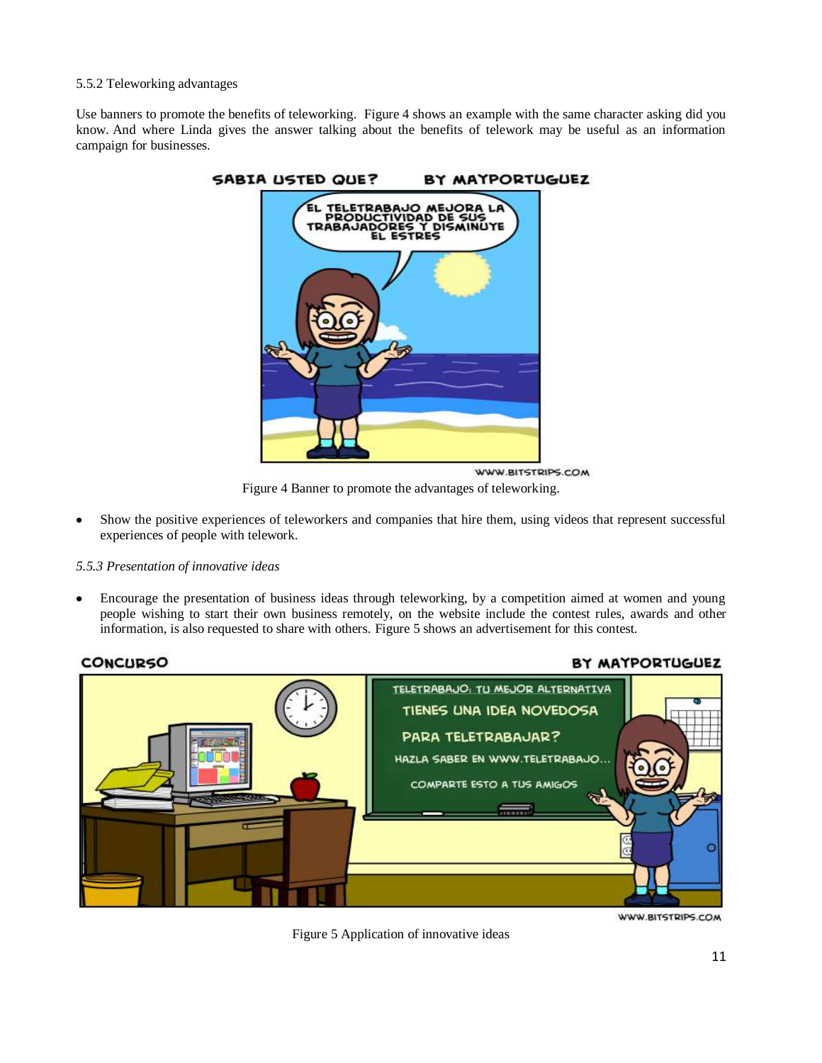5.5.2 Teleworking advantages

Use banners to promote the benefits of teleworking. Figure 4 shows an example with the same character asking did you know. And where Linda gives the answer talking about the benefits of telework may be useful as an information campaign for businesses.

Figure 4 Banner to promote the advantages of teleworking.

- Show the positive experiences of teleworkers and companies that hire them, using videos that represent successful experiences of people with telework.

*5.5.3 Presentation of innovative ideas*

- Encourage the presentation of business ideas through teleworking, by a competition aimed at women and young people wishing to start their own business remotely, on the website include the contest rules, awards and other information, is also requested to share with others. Figure 5 shows an advertisement for this contest.

Figure 5 Application of innovative ideas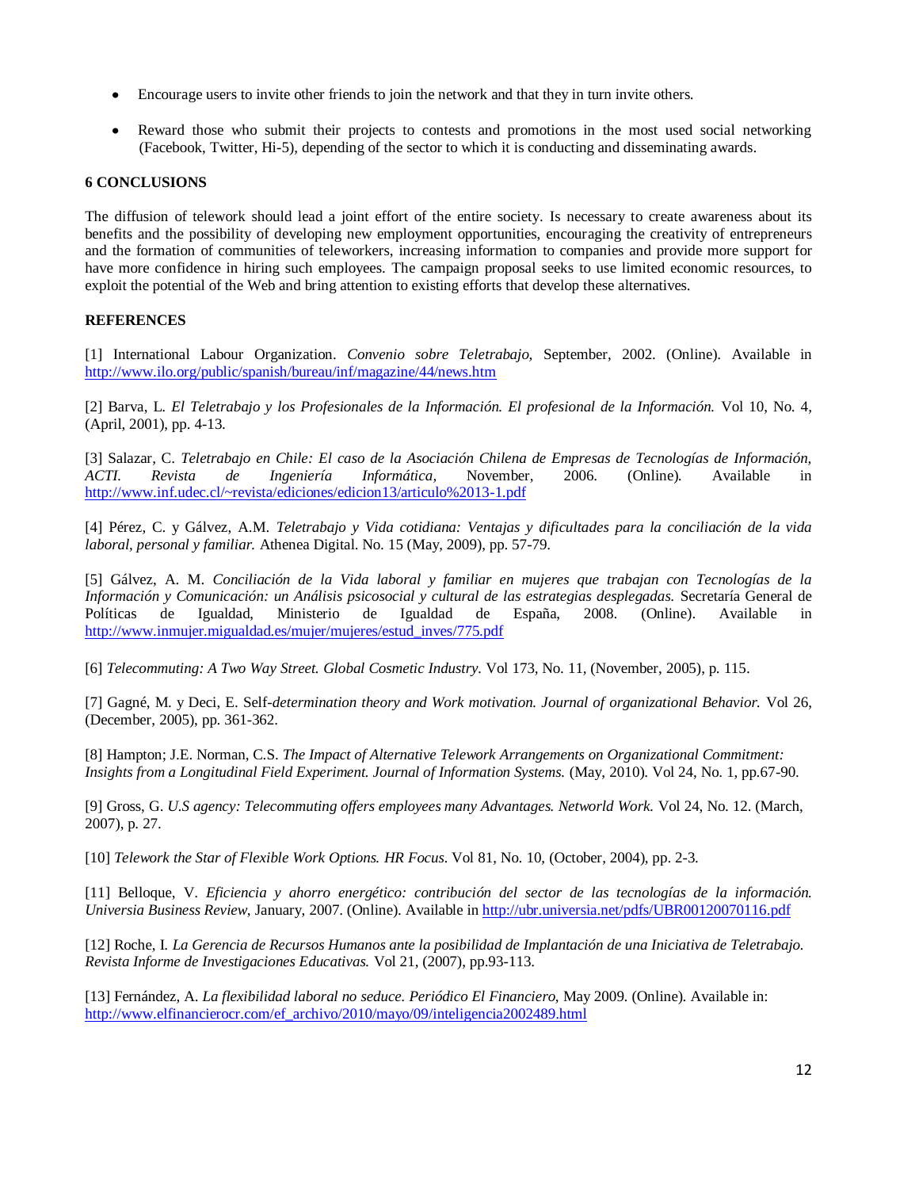- Encourage users to invite other friends to join the network and that they in turn invite others.
- Reward those who submit their projects to contests and promotions in the most used social networking (Facebook, Twitter, Hi-5), depending of the sector to which it is conducting and disseminating awards.

## 6 CONCLUSIONS

The diffusion of telework should lead a joint effort of the entire society. Is necessary to create awareness about its benefits and the possibility of developing new employment opportunities, encouraging the creativity of entrepreneurs and the formation of communities of teleworkers, increasing information to companies and provide more support for have more confidence in hiring such employees. The campaign proposal seeks to use limited economic resources, to exploit the potential of the Web and bring attention to existing efforts that develop these alternatives.

## REFERENCES

[1] International Labour Organization. *Convenio sobre Teletrabajo,* September, 2002. (Online). Available in http://www.ilo.org/public/spanish/bureau/inf/magazine/44/news.htm

[2] Barva, L. *El Teletrabajo y los Profesionales de la Información. El profesional de la Información.* Vol 10, No. 4, (April, 2001), pp. 4-13.

[3] Salazar, C. *Teletrabajo en Chile: El caso de la Asociación Chilena de Empresas de Tecnologías de Información, ACTI. Revista de Ingeniería Informática,* November, 2006. (Online). Available in http://www.inf.udec.cl/~revista/ediciones/edicion13/articulo%2013-1.pdf

[4] Pérez, C. y Gálvez, A.M. *Teletrabajo y Vida cotidiana: Ventajas y dificultades para la conciliación de la vida laboral, personal y familiar.* Athenea Digital. No. 15 (May, 2009), pp. 57-79.

[5] Gálvez, A. M. *Conciliación de la Vida laboral y familiar en mujeres que trabajan con Tecnologías de la Información y Comunicación: un Análisis psicosocial y cultural de las estrategias desplegadas.* Secretaría General de Políticas de Igualdad, Ministerio de Igualdad de España, 2008. (Online). Available in http://www.inmujer.migualdad.es/mujer/mujeres/estud_inves/775.pdf

[6] *Telecommuting: A Two Way Street. Global Cosmetic Industry.* Vol 173, No. 11, (November, 2005), p. 115.

[7] Gagné, M. y Deci, E. Self-*determination theory and Work motivation. Journal of organizational Behavior.* Vol 26, (December, 2005), pp. 361-362.

[8] Hampton; J.E. Norman, C.S. *The Impact of Alternative Telework Arrangements on Organizational Commitment: Insights from a Longitudinal Field Experiment. Journal of Information Systems.* (May, 2010). Vol 24, No. 1, pp.67-90.

[9] Gross, G. *U.S agency: Telecommuting offers employees many Advantages. Networld Work.* Vol 24, No. 12. (March, 2007), p. 27.

[10] *Telework the Star of Flexible Work Options. HR Focus.* Vol 81, No. 10, (October, 2004), pp. 2-3.

[11] Belloque, V. *Eficiencia y ahorro energético: contribución del sector de las tecnologías de la información. Universia Business Review,* January, 2007. (Online). Available in http://ubr.universia.net/pdfs/UBR00120070116.pdf

[12] Roche, I. *La Gerencia de Recursos Humanos ante la posibilidad de Implantación de una Iniciativa de Teletrabajo. Revista Informe de Investigaciones Educativas.* Vol 21, (2007), pp.93-113.

[13] Fernández, A. *La flexibilidad laboral no seduce. Periódico El Financiero,* May 2009. (Online). Available in: http://www.elfinancierocr.com/ef_archivo/2010/mayo/09/inteligencia2002489.html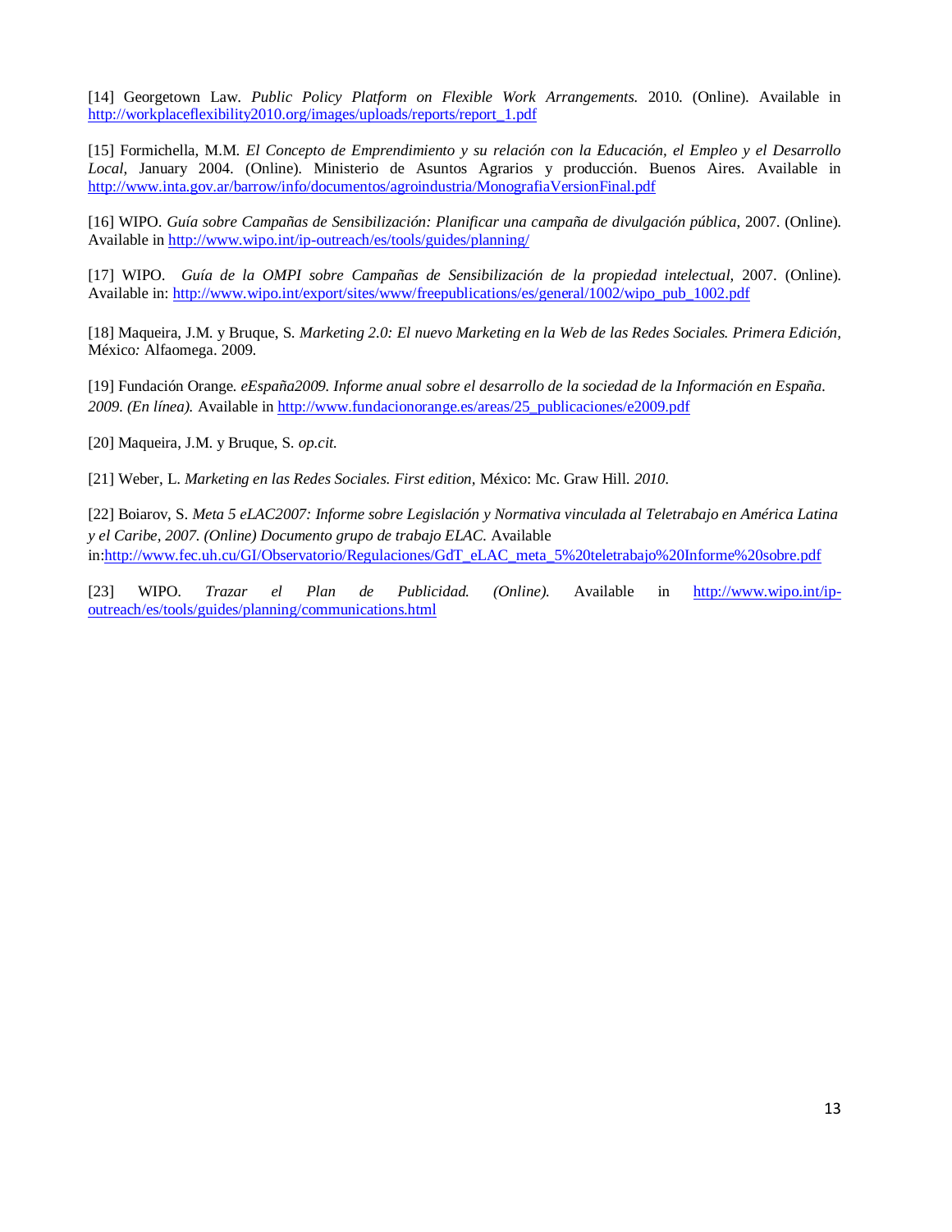[14] Georgetown Law. *Public Policy Platform on Flexible Work Arrangements.* 2010. (Online). Available in http://workplaceflexibility2010.org/images/uploads/reports/report_1.pdf

[15] Formichella, M.M. *El Concepto de Emprendimiento y su relación con la Educación, el Empleo y el Desarrollo Local*, January 2004. (Online). Ministerio de Asuntos Agrarios y producción. Buenos Aires. Available in http://www.inta.gov.ar/barrow/info/documentos/agroindustria/MonografiaVersionFinal.pdf

[16] WIPO. *Guía sobre Campañas de Sensibilización: Planificar una campaña de divulgación pública*, 2007. (Online). Available in http://www.wipo.int/ip-outreach/es/tools/guides/planning/

[17] WIPO. *Guía de la OMPI sobre Campañas de Sensibilización de la propiedad intelectual*, 2007. (Online). Available in: http://www.wipo.int/export/sites/www/freepublications/es/general/1002/wipo_pub_1002.pdf

[18] Maqueira, J.M. y Bruque, S. *Marketing 2.0: El nuevo Marketing en la Web de las Redes Sociales. Primera Edición,* México*:* Alfaomega. 2009.

[19] Fundación Orange. *eEspaña2009. Informe anual sobre el desarrollo de la sociedad de la Información en España. 2009. (En línea).* Available in http://www.fundacionorange.es/areas/25_publicaciones/e2009.pdf

[20] Maqueira, J.M. y Bruque, S. *op.cit.*

[21] Weber, L. *Marketing en las Redes Sociales. First edition,* México: Mc. Graw Hill. *2010.*

[22] Boiarov, S. *Meta 5 eLAC2007: Informe sobre Legislación y Normativa vinculada al Teletrabajo en América Latina y el Caribe, 2007. (Online) Documento grupo de trabajo ELAC.* Available in:http://www.fec.uh.cu/GI/Observatorio/Regulaciones/GdT_eLAC_meta_5%20teletrabajo%20Informe%20sobre.pdf

[23] WIPO. *Trazar el Plan de Publicidad. (Online).* Available in http://www.wipo.int/ip-outreach/es/tools/guides/planning/communications.html